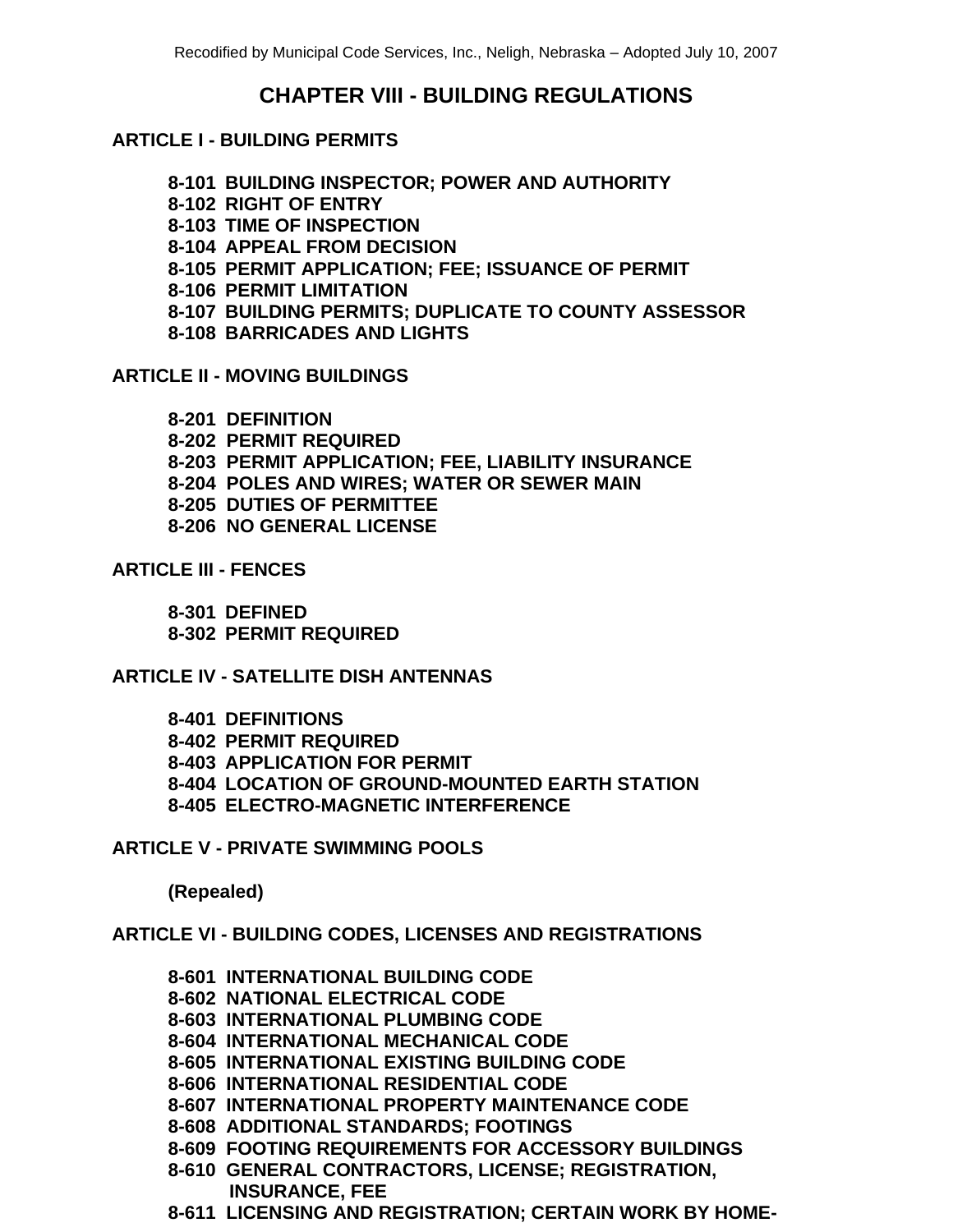# CHAPTER VIII - BUILDING REGULATIONS

## ARTICLE I - BUILDING PERMITS

**8-101 BUILDING INSPECTOR; POWER AND AUTHORITY**
**8-102 RIGHT OF ENTRY**
**8-103 TIME OF INSPECTION**
**8-104 APPEAL FROM DECISION**
**8-105 PERMIT APPLICATION; FEE; ISSUANCE OF PERMIT**
**8-106 PERMIT LIMITATION**
**8-107 BUILDING PERMITS; DUPLICATE TO COUNTY ASSESSOR**
**8-108 BARRICADES AND LIGHTS**

## ARTICLE II - MOVING BUILDINGS

**8-201 DEFINITION**
**8-202 PERMIT REQUIRED**
**8-203 PERMIT APPLICATION; FEE, LIABILITY INSURANCE**
**8-204 POLES AND WIRES; WATER OR SEWER MAIN**
**8-205 DUTIES OF PERMITTEE**
**8-206 NO GENERAL LICENSE**

## ARTICLE III - FENCES

**8-301 DEFINED**
**8-302 PERMIT REQUIRED**

## ARTICLE IV - SATELLITE DISH ANTENNAS

**8-401 DEFINITIONS**
**8-402 PERMIT REQUIRED**
**8-403 APPLICATION FOR PERMIT**
**8-404 LOCATION OF GROUND-MOUNTED EARTH STATION**
**8-405 ELECTRO-MAGNETIC INTERFERENCE**

## ARTICLE V - PRIVATE SWIMMING POOLS

**(Repealed)**

## ARTICLE VI - BUILDING CODES, LICENSES AND REGISTRATIONS

**8-601 INTERNATIONAL BUILDING CODE**
**8-602 NATIONAL ELECTRICAL CODE**
**8-603 INTERNATIONAL PLUMBING CODE**
**8-604 INTERNATIONAL MECHANICAL CODE**
**8-605 INTERNATIONAL EXISTING BUILDING CODE**
**8-606 INTERNATIONAL RESIDENTIAL CODE**
**8-607 INTERNATIONAL PROPERTY MAINTENANCE CODE**
**8-608 ADDITIONAL STANDARDS; FOOTINGS**
**8-609 FOOTING REQUIREMENTS FOR ACCESSORY BUILDINGS**
**8-610 GENERAL CONTRACTORS, LICENSE; REGISTRATION, INSURANCE, FEE**
**8-611 LICENSING AND REGISTRATION; CERTAIN WORK BY HOME-**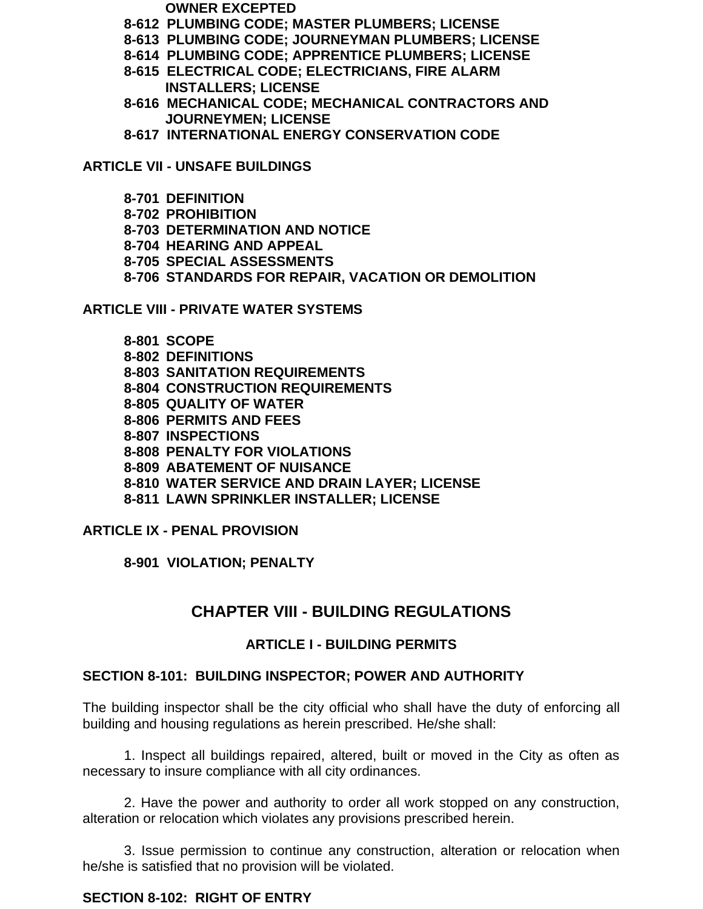**OWNER EXCEPTED**

**8-612 PLUMBING CODE; MASTER PLUMBERS; LICENSE**
**8-613 PLUMBING CODE; JOURNEYMAN PLUMBERS; LICENSE**
**8-614 PLUMBING CODE; APPRENTICE PLUMBERS; LICENSE**
**8-615 ELECTRICAL CODE; ELECTRICIANS, FIRE ALARM INSTALLERS; LICENSE**
**8-616 MECHANICAL CODE; MECHANICAL CONTRACTORS AND JOURNEYMEN; LICENSE**
**8-617 INTERNATIONAL ENERGY CONSERVATION CODE**

**ARTICLE VII - UNSAFE BUILDINGS**

**8-701 DEFINITION**
**8-702 PROHIBITION**
**8-703 DETERMINATION AND NOTICE**
**8-704 HEARING AND APPEAL**
**8-705 SPECIAL ASSESSMENTS**
**8-706 STANDARDS FOR REPAIR, VACATION OR DEMOLITION**

**ARTICLE VIII - PRIVATE WATER SYSTEMS**

**8-801 SCOPE**
**8-802 DEFINITIONS**
**8-803 SANITATION REQUIREMENTS**
**8-804 CONSTRUCTION REQUIREMENTS**
**8-805 QUALITY OF WATER**
**8-806 PERMITS AND FEES**
**8-807 INSPECTIONS**
**8-808 PENALTY FOR VIOLATIONS**
**8-809 ABATEMENT OF NUISANCE**
**8-810 WATER SERVICE AND DRAIN LAYER; LICENSE**
**8-811 LAWN SPRINKLER INSTALLER; LICENSE**

**ARTICLE IX - PENAL PROVISION**

**8-901 VIOLATION; PENALTY**

# CHAPTER VIII - BUILDING REGULATIONS

## ARTICLE I - BUILDING PERMITS

### SECTION 8-101: BUILDING INSPECTOR; POWER AND AUTHORITY

The building inspector shall be the city official who shall have the duty of enforcing all building and housing regulations as herein prescribed. He/she shall:

1. Inspect all buildings repaired, altered, built or moved in the City as often as necessary to insure compliance with all city ordinances.

2. Have the power and authority to order all work stopped on any construction, alteration or relocation which violates any provisions prescribed herein.

3. Issue permission to continue any construction, alteration or relocation when he/she is satisfied that no provision will be violated.

### SECTION 8-102: RIGHT OF ENTRY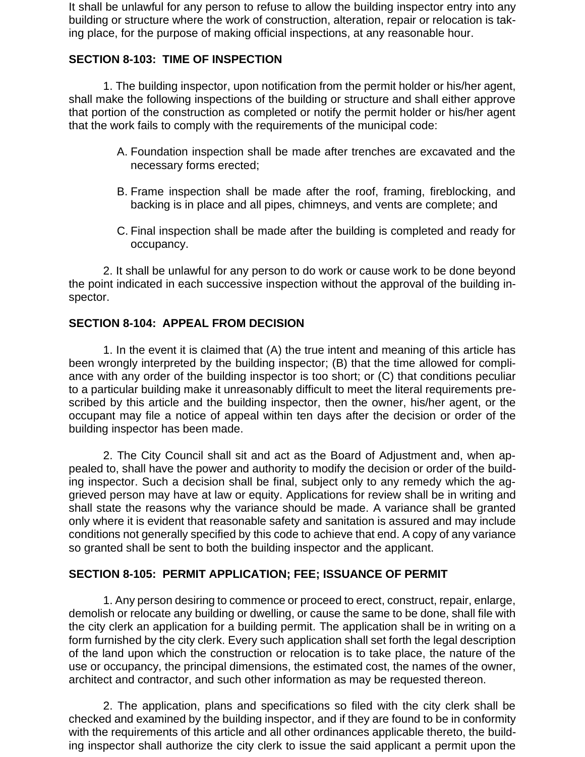It shall be unlawful for any person to refuse to allow the building inspector entry into any building or structure where the work of construction, alteration, repair or relocation is taking place, for the purpose of making official inspections, at any reasonable hour.

## SECTION 8-103: TIME OF INSPECTION

1. The building inspector, upon notification from the permit holder or his/her agent, shall make the following inspections of the building or structure and shall either approve that portion of the construction as completed or notify the permit holder or his/her agent that the work fails to comply with the requirements of the municipal code:

   A. Foundation inspection shall be made after trenches are excavated and the necessary forms erected;

   B. Frame inspection shall be made after the roof, framing, fireblocking, and backing is in place and all pipes, chimneys, and vents are complete; and

   C. Final inspection shall be made after the building is completed and ready for occupancy.

2. It shall be unlawful for any person to do work or cause work to be done beyond the point indicated in each successive inspection without the approval of the building inspector.

## SECTION 8-104: APPEAL FROM DECISION

1. In the event it is claimed that (A) the true intent and meaning of this article has been wrongly interpreted by the building inspector; (B) that the time allowed for compliance with any order of the building inspector is too short; or (C) that conditions peculiar to a particular building make it unreasonably difficult to meet the literal requirements prescribed by this article and the building inspector, then the owner, his/her agent, or the occupant may file a notice of appeal within ten days after the decision or order of the building inspector has been made.

2. The City Council shall sit and act as the Board of Adjustment and, when appealed to, shall have the power and authority to modify the decision or order of the building inspector. Such a decision shall be final, subject only to any remedy which the aggrieved person may have at law or equity. Applications for review shall be in writing and shall state the reasons why the variance should be made. A variance shall be granted only where it is evident that reasonable safety and sanitation is assured and may include conditions not generally specified by this code to achieve that end. A copy of any variance so granted shall be sent to both the building inspector and the applicant.

## SECTION 8-105: PERMIT APPLICATION; FEE; ISSUANCE OF PERMIT

1. Any person desiring to commence or proceed to erect, construct, repair, enlarge, demolish or relocate any building or dwelling, or cause the same to be done, shall file with the city clerk an application for a building permit. The application shall be in writing on a form furnished by the city clerk. Every such application shall set forth the legal description of the land upon which the construction or relocation is to take place, the nature of the use or occupancy, the principal dimensions, the estimated cost, the names of the owner, architect and contractor, and such other information as may be requested thereon.

2. The application, plans and specifications so filed with the city clerk shall be checked and examined by the building inspector, and if they are found to be in conformity with the requirements of this article and all other ordinances applicable thereto, the building inspector shall authorize the city clerk to issue the said applicant a permit upon the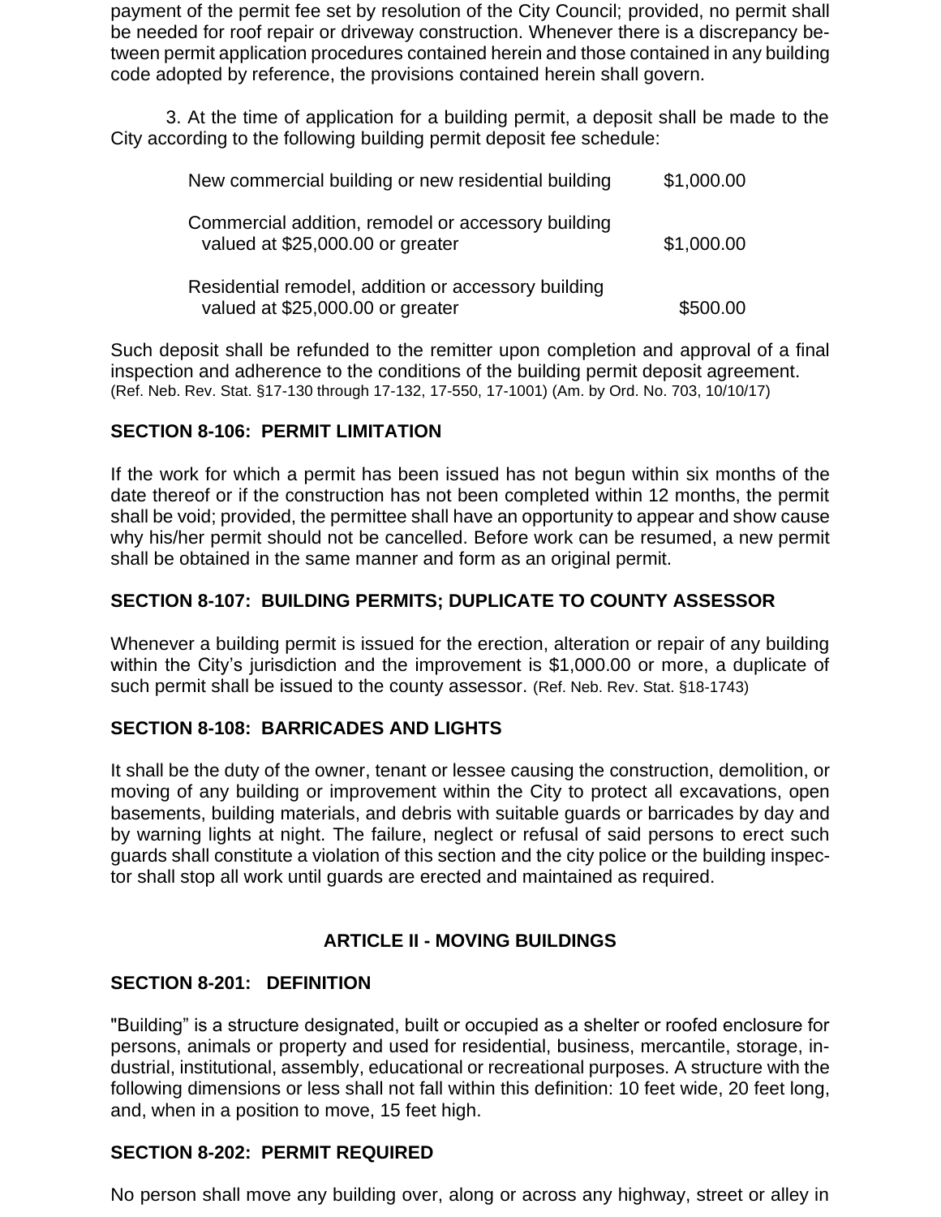payment of the permit fee set by resolution of the City Council; provided, no permit shall be needed for roof repair or driveway construction. Whenever there is a discrepancy between permit application procedures contained herein and those contained in any building code adopted by reference, the provisions contained herein shall govern.

3. At the time of application for a building permit, a deposit shall be made to the City according to the following building permit deposit fee schedule:

| | |
|---|---|
| New commercial building or new residential building | \$1,000.00 |
| Commercial addition, remodel or accessory building valued at \$25,000.00 or greater | \$1,000.00 |
| Residential remodel, addition or accessory building valued at \$25,000.00 or greater | \$500.00 |

Such deposit shall be refunded to the remitter upon completion and approval of a final inspection and adherence to the conditions of the building permit deposit agreement. (Ref. Neb. Rev. Stat. §17-130 through 17-132, 17-550, 17-1001) (Am. by Ord. No. 703, 10/10/17)

**SECTION 8-106: PERMIT LIMITATION**

If the work for which a permit has been issued has not begun within six months of the date thereof or if the construction has not been completed within 12 months, the permit shall be void; provided, the permittee shall have an opportunity to appear and show cause why his/her permit should not be cancelled. Before work can be resumed, a new permit shall be obtained in the same manner and form as an original permit.

**SECTION 8-107: BUILDING PERMITS; DUPLICATE TO COUNTY ASSESSOR**

Whenever a building permit is issued for the erection, alteration or repair of any building within the City's jurisdiction and the improvement is \$1,000.00 or more, a duplicate of such permit shall be issued to the county assessor. (Ref. Neb. Rev. Stat. §18-1743)

**SECTION 8-108: BARRICADES AND LIGHTS**

It shall be the duty of the owner, tenant or lessee causing the construction, demolition, or moving of any building or improvement within the City to protect all excavations, open basements, building materials, and debris with suitable guards or barricades by day and by warning lights at night. The failure, neglect or refusal of said persons to erect such guards shall constitute a violation of this section and the city police or the building inspector shall stop all work until guards are erected and maintained as required.

## ARTICLE II - MOVING BUILDINGS

**SECTION 8-201: DEFINITION**

"Building" is a structure designated, built or occupied as a shelter or roofed enclosure for persons, animals or property and used for residential, business, mercantile, storage, industrial, institutional, assembly, educational or recreational purposes. A structure with the following dimensions or less shall not fall within this definition: 10 feet wide, 20 feet long, and, when in a position to move, 15 feet high.

**SECTION 8-202: PERMIT REQUIRED**

No person shall move any building over, along or across any highway, street or alley in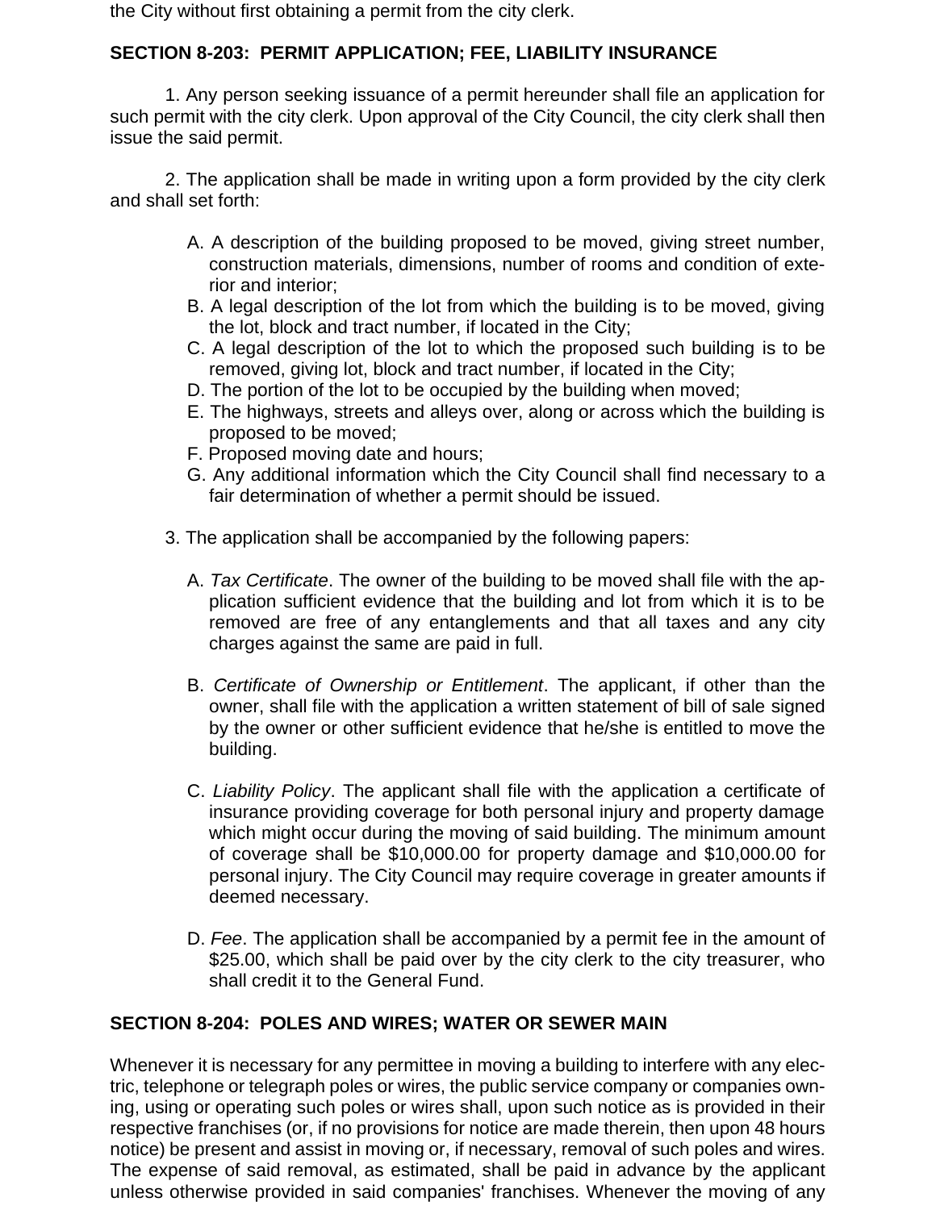the City without first obtaining a permit from the city clerk.

**SECTION 8-203: PERMIT APPLICATION; FEE, LIABILITY INSURANCE**

1. Any person seeking issuance of a permit hereunder shall file an application for such permit with the city clerk. Upon approval of the City Council, the city clerk shall then issue the said permit.

2. The application shall be made in writing upon a form provided by the city clerk and shall set forth:

A. A description of the building proposed to be moved, giving street number, construction materials, dimensions, number of rooms and condition of exterior and interior;
B. A legal description of the lot from which the building is to be moved, giving the lot, block and tract number, if located in the City;
C. A legal description of the lot to which the proposed such building is to be removed, giving lot, block and tract number, if located in the City;
D. The portion of the lot to be occupied by the building when moved;
E. The highways, streets and alleys over, along or across which the building is proposed to be moved;
F. Proposed moving date and hours;
G. Any additional information which the City Council shall find necessary to a fair determination of whether a permit should be issued.

3. The application shall be accompanied by the following papers:

A. *Tax Certificate*. The owner of the building to be moved shall file with the application sufficient evidence that the building and lot from which it is to be removed are free of any entanglements and that all taxes and any city charges against the same are paid in full.

B. *Certificate of Ownership or Entitlement*. The applicant, if other than the owner, shall file with the application a written statement of bill of sale signed by the owner or other sufficient evidence that he/she is entitled to move the building.

C. *Liability Policy*. The applicant shall file with the application a certificate of insurance providing coverage for both personal injury and property damage which might occur during the moving of said building. The minimum amount of coverage shall be $10,000.00 for property damage and $10,000.00 for personal injury. The City Council may require coverage in greater amounts if deemed necessary.

D. *Fee*. The application shall be accompanied by a permit fee in the amount of $25.00, which shall be paid over by the city clerk to the city treasurer, who shall credit it to the General Fund.

**SECTION 8-204: POLES AND WIRES; WATER OR SEWER MAIN**

Whenever it is necessary for any permittee in moving a building to interfere with any electric, telephone or telegraph poles or wires, the public service company or companies owning, using or operating such poles or wires shall, upon such notice as is provided in their respective franchises (or, if no provisions for notice are made therein, then upon 48 hours notice) be present and assist in moving or, if necessary, removal of such poles and wires. The expense of said removal, as estimated, shall be paid in advance by the applicant unless otherwise provided in said companies' franchises. Whenever the moving of any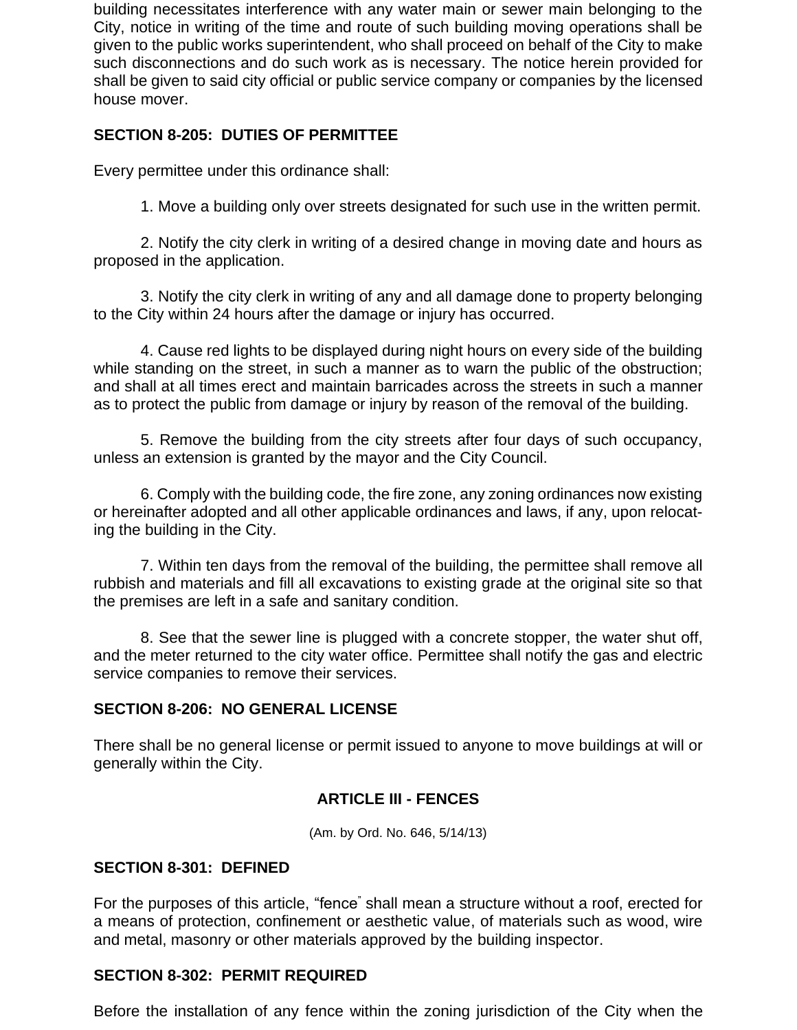building necessitates interference with any water main or sewer main belonging to the City, notice in writing of the time and route of such building moving operations shall be given to the public works superintendent, who shall proceed on behalf of the City to make such disconnections and do such work as is necessary. The notice herein provided for shall be given to said city official or public service company or companies by the licensed house mover.

### SECTION 8-205: DUTIES OF PERMITTEE

Every permittee under this ordinance shall:

1. Move a building only over streets designated for such use in the written permit.

2. Notify the city clerk in writing of a desired change in moving date and hours as proposed in the application.

3. Notify the city clerk in writing of any and all damage done to property belonging to the City within 24 hours after the damage or injury has occurred.

4. Cause red lights to be displayed during night hours on every side of the building while standing on the street, in such a manner as to warn the public of the obstruction; and shall at all times erect and maintain barricades across the streets in such a manner as to protect the public from damage or injury by reason of the removal of the building.

5. Remove the building from the city streets after four days of such occupancy, unless an extension is granted by the mayor and the City Council.

6. Comply with the building code, the fire zone, any zoning ordinances now existing or hereinafter adopted and all other applicable ordinances and laws, if any, upon relocating the building in the City.

7. Within ten days from the removal of the building, the permittee shall remove all rubbish and materials and fill all excavations to existing grade at the original site so that the premises are left in a safe and sanitary condition.

8. See that the sewer line is plugged with a concrete stopper, the water shut off, and the meter returned to the city water office. Permittee shall notify the gas and electric service companies to remove their services.

### SECTION 8-206: NO GENERAL LICENSE

There shall be no general license or permit issued to anyone to move buildings at will or generally within the City.

## ARTICLE III - FENCES

(Am. by Ord. No. 646, 5/14/13)

### SECTION 8-301: DEFINED

For the purposes of this article, "fence" shall mean a structure without a roof, erected for a means of protection, confinement or aesthetic value, of materials such as wood, wire and metal, masonry or other materials approved by the building inspector.

### SECTION 8-302: PERMIT REQUIRED

Before the installation of any fence within the zoning jurisdiction of the City when the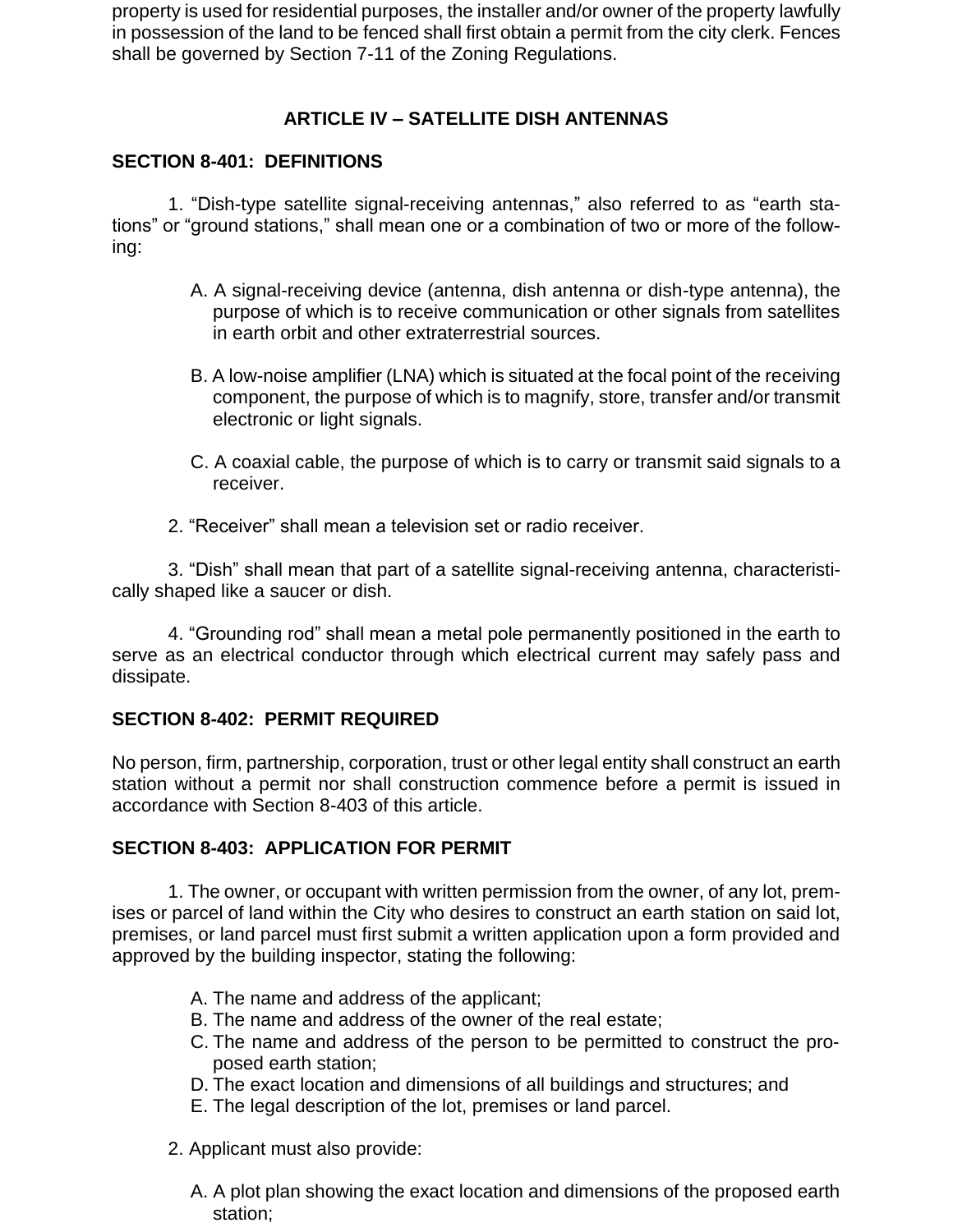property is used for residential purposes, the installer and/or owner of the property lawfully in possession of the land to be fenced shall first obtain a permit from the city clerk. Fences shall be governed by Section 7-11 of the Zoning Regulations.

## ARTICLE IV – SATELLITE DISH ANTENNAS

### SECTION 8-401: DEFINITIONS

1. "Dish-type satellite signal-receiving antennas," also referred to as "earth stations" or "ground stations," shall mean one or a combination of two or more of the following:

   A. A signal-receiving device (antenna, dish antenna or dish-type antenna), the purpose of which is to receive communication or other signals from satellites in earth orbit and other extraterrestrial sources.

   B. A low-noise amplifier (LNA) which is situated at the focal point of the receiving component, the purpose of which is to magnify, store, transfer and/or transmit electronic or light signals.

   C. A coaxial cable, the purpose of which is to carry or transmit said signals to a receiver.

2. "Receiver" shall mean a television set or radio receiver.

3. "Dish" shall mean that part of a satellite signal-receiving antenna, characteristically shaped like a saucer or dish.

4. "Grounding rod" shall mean a metal pole permanently positioned in the earth to serve as an electrical conductor through which electrical current may safely pass and dissipate.

### SECTION 8-402: PERMIT REQUIRED

No person, firm, partnership, corporation, trust or other legal entity shall construct an earth station without a permit nor shall construction commence before a permit is issued in accordance with Section 8-403 of this article.

### SECTION 8-403: APPLICATION FOR PERMIT

1. The owner, or occupant with written permission from the owner, of any lot, premises or parcel of land within the City who desires to construct an earth station on said lot, premises, or land parcel must first submit a written application upon a form provided and approved by the building inspector, stating the following:

   A. The name and address of the applicant;
   B. The name and address of the owner of the real estate;
   C. The name and address of the person to be permitted to construct the proposed earth station;
   D. The exact location and dimensions of all buildings and structures; and
   E. The legal description of the lot, premises or land parcel.

2. Applicant must also provide:

   A. A plot plan showing the exact location and dimensions of the proposed earth station;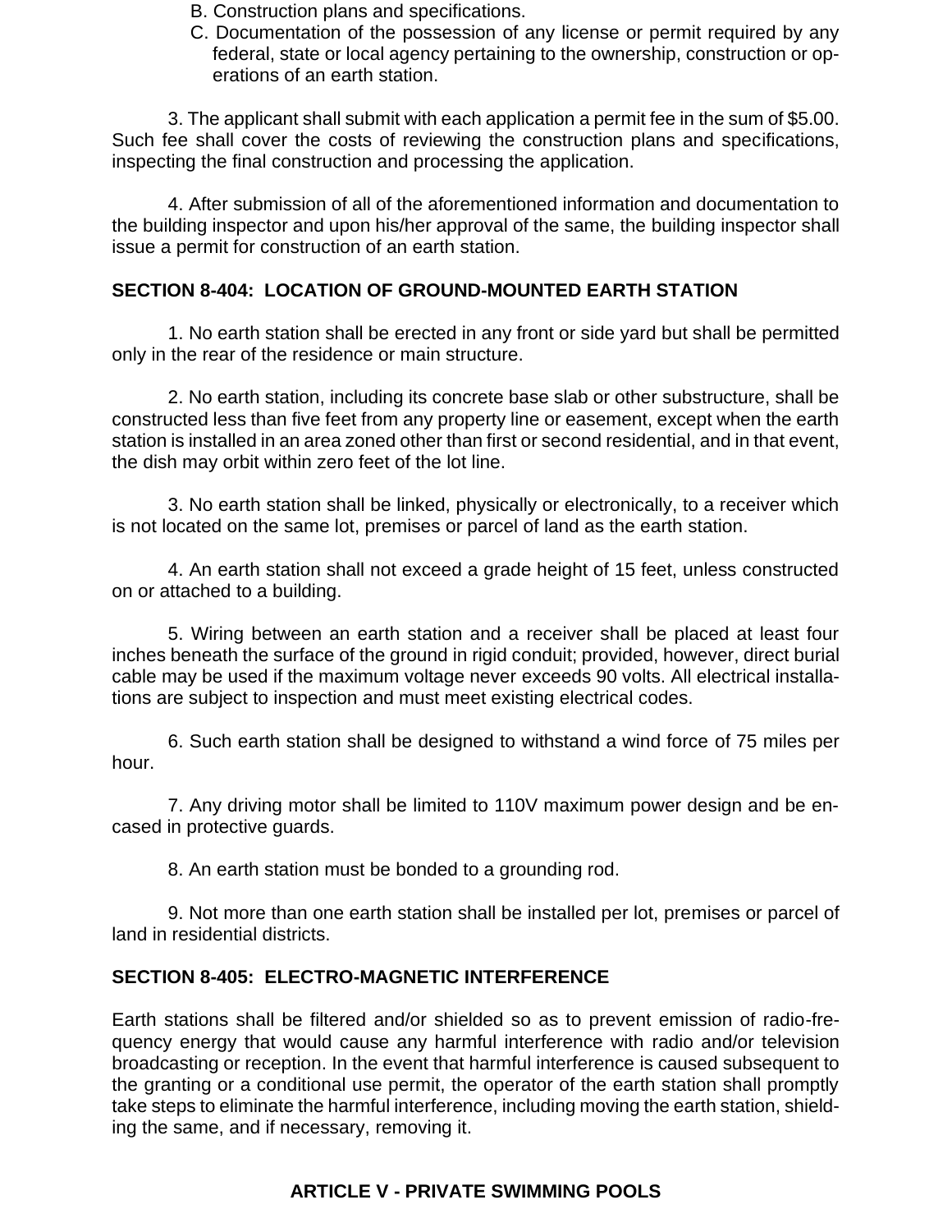B. Construction plans and specifications.

C. Documentation of the possession of any license or permit required by any federal, state or local agency pertaining to the ownership, construction or operations of an earth station.

3. The applicant shall submit with each application a permit fee in the sum of $5.00. Such fee shall cover the costs of reviewing the construction plans and specifications, inspecting the final construction and processing the application.

4. After submission of all of the aforementioned information and documentation to the building inspector and upon his/her approval of the same, the building inspector shall issue a permit for construction of an earth station.

## SECTION 8-404: LOCATION OF GROUND-MOUNTED EARTH STATION

1. No earth station shall be erected in any front or side yard but shall be permitted only in the rear of the residence or main structure.

2. No earth station, including its concrete base slab or other substructure, shall be constructed less than five feet from any property line or easement, except when the earth station is installed in an area zoned other than first or second residential, and in that event, the dish may orbit within zero feet of the lot line.

3. No earth station shall be linked, physically or electronically, to a receiver which is not located on the same lot, premises or parcel of land as the earth station.

4. An earth station shall not exceed a grade height of 15 feet, unless constructed on or attached to a building.

5. Wiring between an earth station and a receiver shall be placed at least four inches beneath the surface of the ground in rigid conduit; provided, however, direct burial cable may be used if the maximum voltage never exceeds 90 volts. All electrical installations are subject to inspection and must meet existing electrical codes.

6. Such earth station shall be designed to withstand a wind force of 75 miles per hour.

7. Any driving motor shall be limited to 110V maximum power design and be encased in protective guards.

8. An earth station must be bonded to a grounding rod.

9. Not more than one earth station shall be installed per lot, premises or parcel of land in residential districts.

## SECTION 8-405: ELECTRO-MAGNETIC INTERFERENCE

Earth stations shall be filtered and/or shielded so as to prevent emission of radio-frequency energy that would cause any harmful interference with radio and/or television broadcasting or reception. In the event that harmful interference is caused subsequent to the granting or a conditional use permit, the operator of the earth station shall promptly take steps to eliminate the harmful interference, including moving the earth station, shielding the same, and if necessary, removing it.

# ARTICLE V - PRIVATE SWIMMING POOLS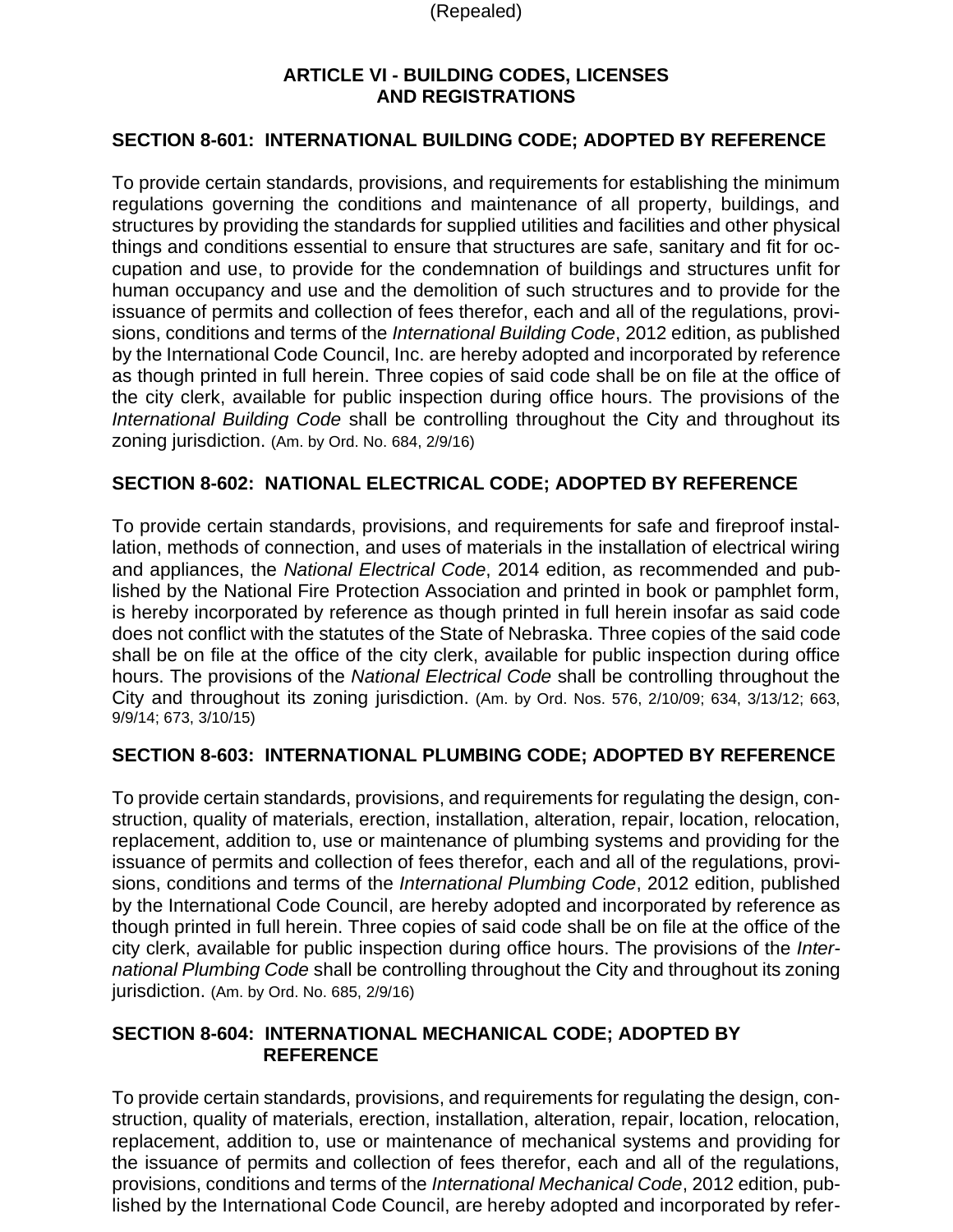(Repealed)

## ARTICLE VI - BUILDING CODES, LICENSES AND REGISTRATIONS

### SECTION 8-601: INTERNATIONAL BUILDING CODE; ADOPTED BY REFERENCE

To provide certain standards, provisions, and requirements for establishing the minimum regulations governing the conditions and maintenance of all property, buildings, and structures by providing the standards for supplied utilities and facilities and other physical things and conditions essential to ensure that structures are safe, sanitary and fit for occupation and use, to provide for the condemnation of buildings and structures unfit for human occupancy and use and the demolition of such structures and to provide for the issuance of permits and collection of fees therefor, each and all of the regulations, provisions, conditions and terms of the *International Building Code*, 2012 edition, as published by the International Code Council, Inc. are hereby adopted and incorporated by reference as though printed in full herein. Three copies of said code shall be on file at the office of the city clerk, available for public inspection during office hours. The provisions of the *International Building Code* shall be controlling throughout the City and throughout its zoning jurisdiction. (Am. by Ord. No. 684, 2/9/16)

### SECTION 8-602: NATIONAL ELECTRICAL CODE; ADOPTED BY REFERENCE

To provide certain standards, provisions, and requirements for safe and fireproof installation, methods of connection, and uses of materials in the installation of electrical wiring and appliances, the *National Electrical Code*, 2014 edition, as recommended and published by the National Fire Protection Association and printed in book or pamphlet form, is hereby incorporated by reference as though printed in full herein insofar as said code does not conflict with the statutes of the State of Nebraska. Three copies of the said code shall be on file at the office of the city clerk, available for public inspection during office hours. The provisions of the *National Electrical Code* shall be controlling throughout the City and throughout its zoning jurisdiction. (Am. by Ord. Nos. 576, 2/10/09; 634, 3/13/12; 663, 9/9/14; 673, 3/10/15)

### SECTION 8-603: INTERNATIONAL PLUMBING CODE; ADOPTED BY REFERENCE

To provide certain standards, provisions, and requirements for regulating the design, construction, quality of materials, erection, installation, alteration, repair, location, relocation, replacement, addition to, use or maintenance of plumbing systems and providing for the issuance of permits and collection of fees therefor, each and all of the regulations, provisions, conditions and terms of the *International Plumbing Code*, 2012 edition, published by the International Code Council, are hereby adopted and incorporated by reference as though printed in full herein. Three copies of said code shall be on file at the office of the city clerk, available for public inspection during office hours. The provisions of the *International Plumbing Code* shall be controlling throughout the City and throughout its zoning jurisdiction. (Am. by Ord. No. 685, 2/9/16)

### SECTION 8-604: INTERNATIONAL MECHANICAL CODE; ADOPTED BY REFERENCE

To provide certain standards, provisions, and requirements for regulating the design, construction, quality of materials, erection, installation, alteration, repair, location, relocation, replacement, addition to, use or maintenance of mechanical systems and providing for the issuance of permits and collection of fees therefor, each and all of the regulations, provisions, conditions and terms of the *International Mechanical Code*, 2012 edition, published by the International Code Council, are hereby adopted and incorporated by refer-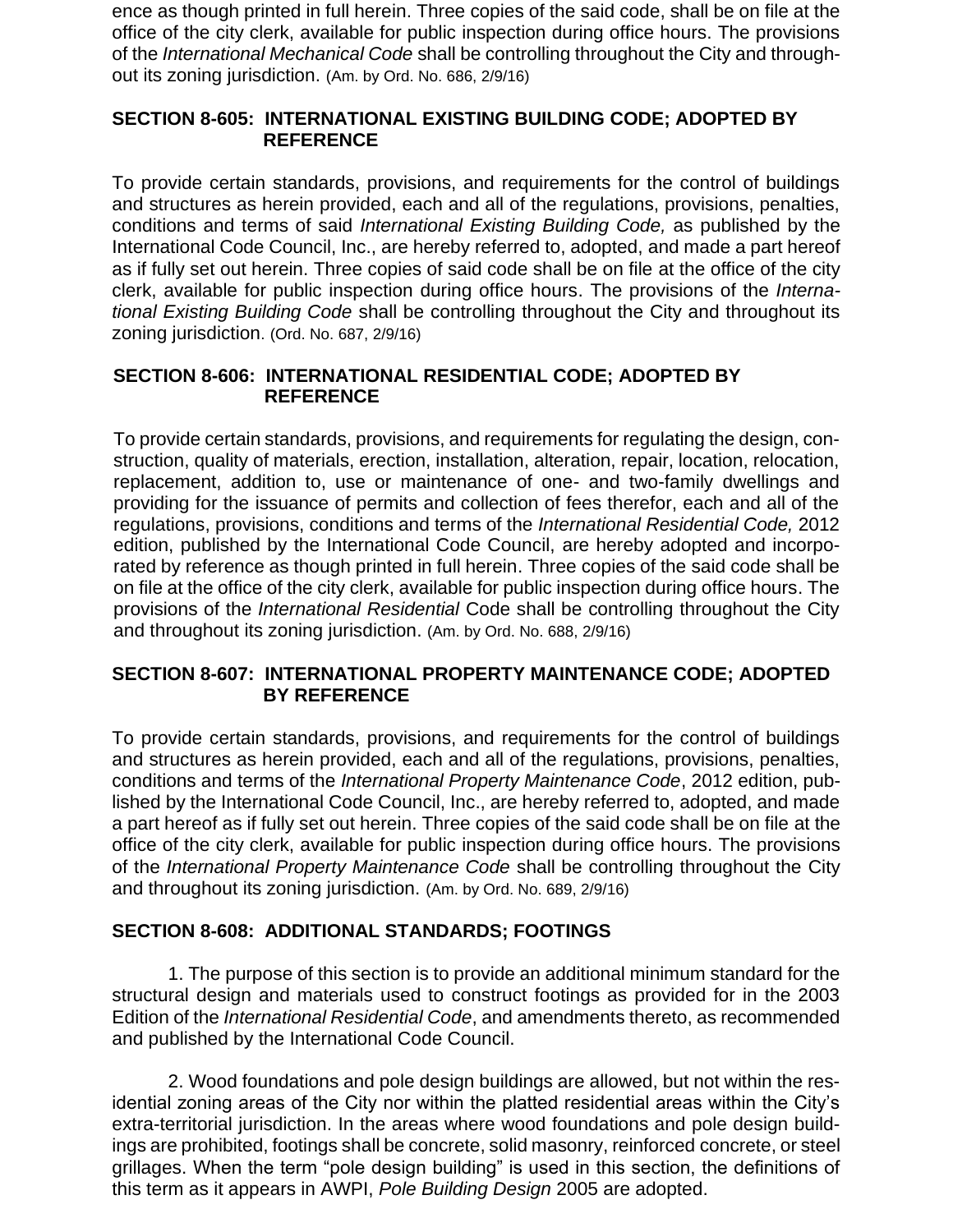ence as though printed in full herein. Three copies of the said code, shall be on file at the office of the city clerk, available for public inspection during office hours. The provisions of the *International Mechanical Code* shall be controlling throughout the City and throughout its zoning jurisdiction. (Am. by Ord. No. 686, 2/9/16)

## SECTION 8-605: INTERNATIONAL EXISTING BUILDING CODE; ADOPTED BY REFERENCE

To provide certain standards, provisions, and requirements for the control of buildings and structures as herein provided, each and all of the regulations, provisions, penalties, conditions and terms of said *International Existing Building Code,* as published by the International Code Council, Inc., are hereby referred to, adopted, and made a part hereof as if fully set out herein. Three copies of said code shall be on file at the office of the city clerk, available for public inspection during office hours. The provisions of the *International Existing Building Code* shall be controlling throughout the City and throughout its zoning jurisdiction. (Ord. No. 687, 2/9/16)

## SECTION 8-606: INTERNATIONAL RESIDENTIAL CODE; ADOPTED BY REFERENCE

To provide certain standards, provisions, and requirements for regulating the design, construction, quality of materials, erection, installation, alteration, repair, location, relocation, replacement, addition to, use or maintenance of one- and two-family dwellings and providing for the issuance of permits and collection of fees therefor, each and all of the regulations, provisions, conditions and terms of the *International Residential Code,* 2012 edition, published by the International Code Council, are hereby adopted and incorporated by reference as though printed in full herein. Three copies of the said code shall be on file at the office of the city clerk, available for public inspection during office hours. The provisions of the *International Residential* Code shall be controlling throughout the City and throughout its zoning jurisdiction. (Am. by Ord. No. 688, 2/9/16)

## SECTION 8-607: INTERNATIONAL PROPERTY MAINTENANCE CODE; ADOPTED BY REFERENCE

To provide certain standards, provisions, and requirements for the control of buildings and structures as herein provided, each and all of the regulations, provisions, penalties, conditions and terms of the *International Property Maintenance Code*, 2012 edition, published by the International Code Council, Inc., are hereby referred to, adopted, and made a part hereof as if fully set out herein. Three copies of the said code shall be on file at the office of the city clerk, available for public inspection during office hours. The provisions of the *International Property Maintenance Code* shall be controlling throughout the City and throughout its zoning jurisdiction. (Am. by Ord. No. 689, 2/9/16)

## SECTION 8-608: ADDITIONAL STANDARDS; FOOTINGS

1. The purpose of this section is to provide an additional minimum standard for the structural design and materials used to construct footings as provided for in the 2003 Edition of the *International Residential Code*, and amendments thereto, as recommended and published by the International Code Council.

2. Wood foundations and pole design buildings are allowed, but not within the residential zoning areas of the City nor within the platted residential areas within the City's extra-territorial jurisdiction. In the areas where wood foundations and pole design buildings are prohibited, footings shall be concrete, solid masonry, reinforced concrete, or steel grillages. When the term "pole design building" is used in this section, the definitions of this term as it appears in AWPI, *Pole Building Design* 2005 are adopted.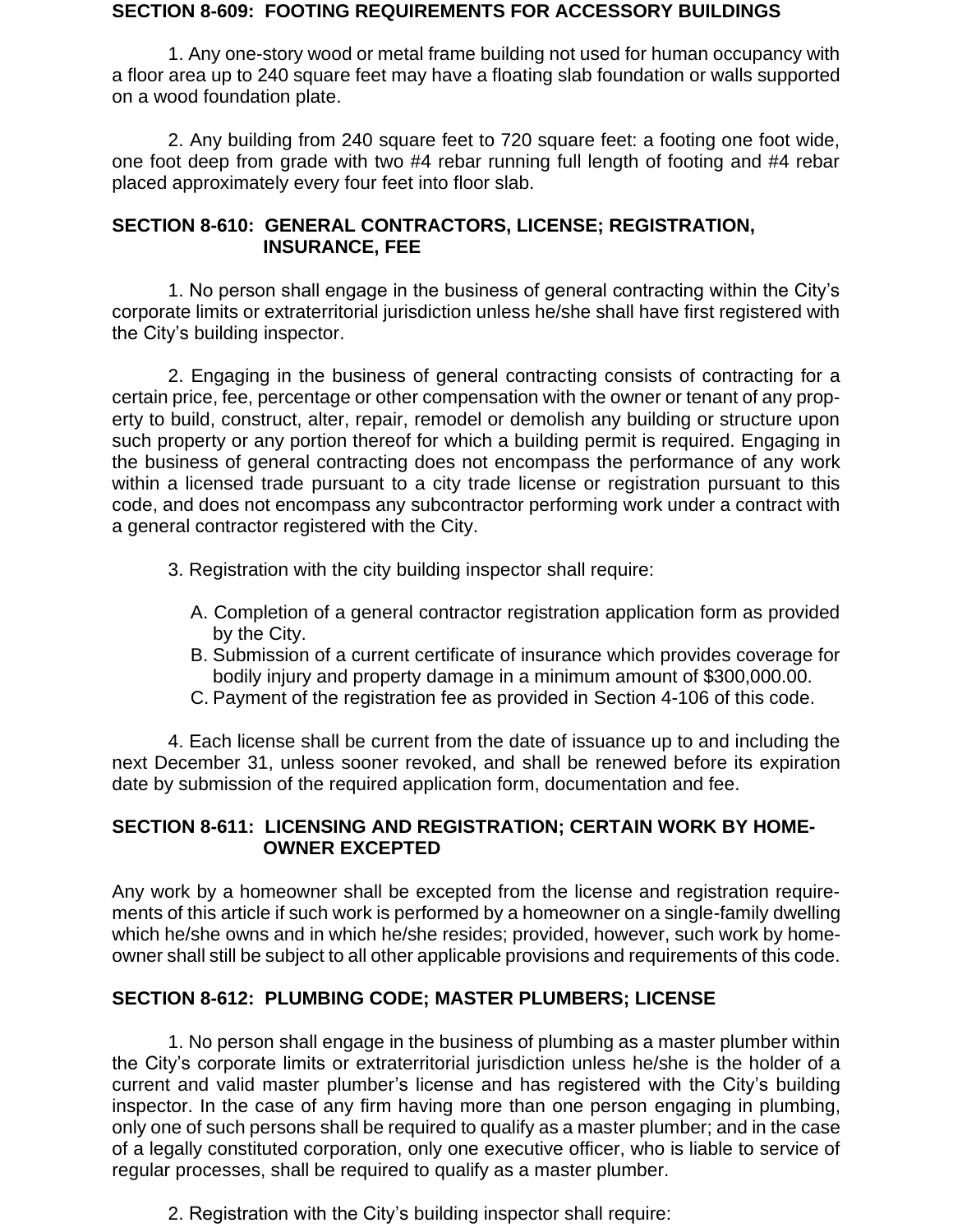### SECTION 8-609: FOOTING REQUIREMENTS FOR ACCESSORY BUILDINGS

1. Any one-story wood or metal frame building not used for human occupancy with a floor area up to 240 square feet may have a floating slab foundation or walls supported on a wood foundation plate.

2. Any building from 240 square feet to 720 square feet: a footing one foot wide, one foot deep from grade with two #4 rebar running full length of footing and #4 rebar placed approximately every four feet into floor slab.

### SECTION 8-610: GENERAL CONTRACTORS, LICENSE; REGISTRATION, INSURANCE, FEE

1. No person shall engage in the business of general contracting within the City's corporate limits or extraterritorial jurisdiction unless he/she shall have first registered with the City's building inspector.

2. Engaging in the business of general contracting consists of contracting for a certain price, fee, percentage or other compensation with the owner or tenant of any property to build, construct, alter, repair, remodel or demolish any building or structure upon such property or any portion thereof for which a building permit is required. Engaging in the business of general contracting does not encompass the performance of any work within a licensed trade pursuant to a city trade license or registration pursuant to this code, and does not encompass any subcontractor performing work under a contract with a general contractor registered with the City.

3. Registration with the city building inspector shall require:

   A. Completion of a general contractor registration application form as provided by the City.
   B. Submission of a current certificate of insurance which provides coverage for bodily injury and property damage in a minimum amount of $300,000.00.
   C. Payment of the registration fee as provided in Section 4-106 of this code.

4. Each license shall be current from the date of issuance up to and including the next December 31, unless sooner revoked, and shall be renewed before its expiration date by submission of the required application form, documentation and fee.

### SECTION 8-611: LICENSING AND REGISTRATION; CERTAIN WORK BY HOMEOWNER EXCEPTED

Any work by a homeowner shall be excepted from the license and registration requirements of this article if such work is performed by a homeowner on a single-family dwelling which he/she owns and in which he/she resides; provided, however, such work by homeowner shall still be subject to all other applicable provisions and requirements of this code.

### SECTION 8-612: PLUMBING CODE; MASTER PLUMBERS; LICENSE

1. No person shall engage in the business of plumbing as a master plumber within the City's corporate limits or extraterritorial jurisdiction unless he/she is the holder of a current and valid master plumber's license and has registered with the City's building inspector. In the case of any firm having more than one person engaging in plumbing, only one of such persons shall be required to qualify as a master plumber; and in the case of a legally constituted corporation, only one executive officer, who is liable to service of regular processes, shall be required to qualify as a master plumber.

2. Registration with the City's building inspector shall require: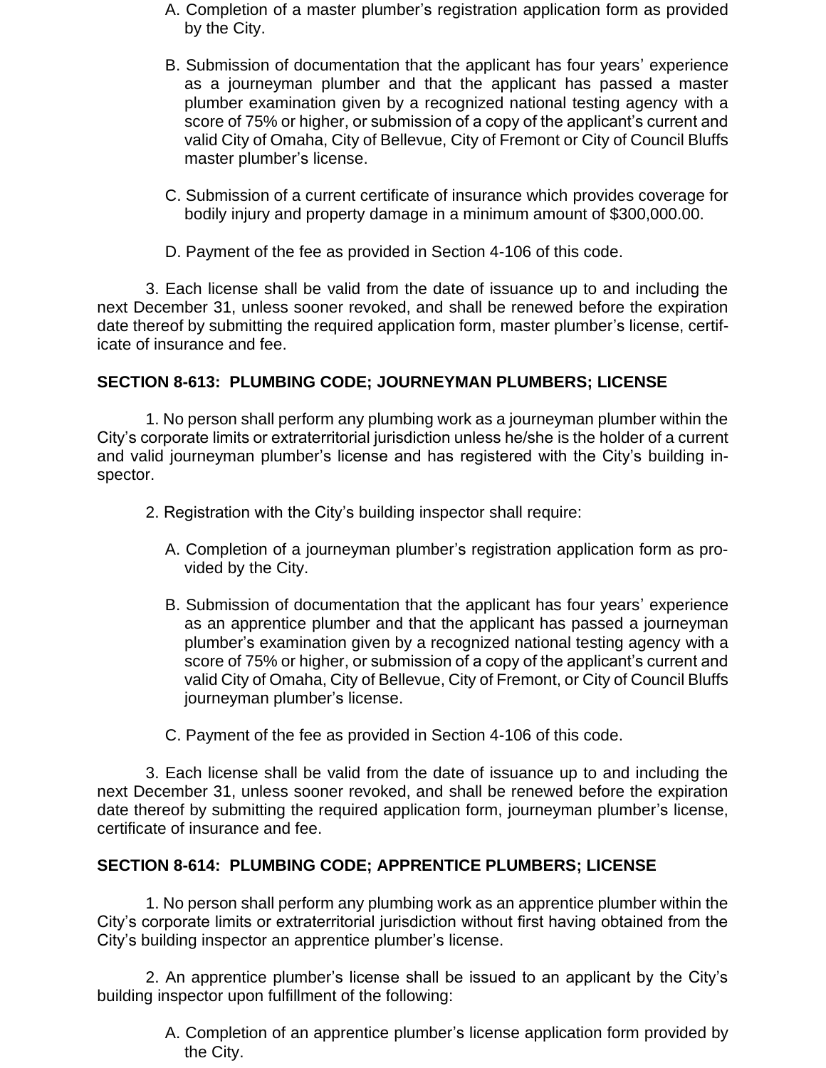A. Completion of a master plumber's registration application form as provided by the City.

B. Submission of documentation that the applicant has four years' experience as a journeyman plumber and that the applicant has passed a master plumber examination given by a recognized national testing agency with a score of 75% or higher, or submission of a copy of the applicant's current and valid City of Omaha, City of Bellevue, City of Fremont or City of Council Bluffs master plumber's license.

C. Submission of a current certificate of insurance which provides coverage for bodily injury and property damage in a minimum amount of $300,000.00.

D. Payment of the fee as provided in Section 4-106 of this code.

3. Each license shall be valid from the date of issuance up to and including the next December 31, unless sooner revoked, and shall be renewed before the expiration date thereof by submitting the required application form, master plumber's license, certificate of insurance and fee.

**SECTION 8-613: PLUMBING CODE; JOURNEYMAN PLUMBERS; LICENSE**

1. No person shall perform any plumbing work as a journeyman plumber within the City's corporate limits or extraterritorial jurisdiction unless he/she is the holder of a current and valid journeyman plumber's license and has registered with the City's building inspector.

2. Registration with the City's building inspector shall require:

A. Completion of a journeyman plumber's registration application form as provided by the City.

B. Submission of documentation that the applicant has four years' experience as an apprentice plumber and that the applicant has passed a journeyman plumber's examination given by a recognized national testing agency with a score of 75% or higher, or submission of a copy of the applicant's current and valid City of Omaha, City of Bellevue, City of Fremont, or City of Council Bluffs journeyman plumber's license.

C. Payment of the fee as provided in Section 4-106 of this code.

3. Each license shall be valid from the date of issuance up to and including the next December 31, unless sooner revoked, and shall be renewed before the expiration date thereof by submitting the required application form, journeyman plumber's license, certificate of insurance and fee.

**SECTION 8-614: PLUMBING CODE; APPRENTICE PLUMBERS; LICENSE**

1. No person shall perform any plumbing work as an apprentice plumber within the City's corporate limits or extraterritorial jurisdiction without first having obtained from the City's building inspector an apprentice plumber's license.

2. An apprentice plumber's license shall be issued to an applicant by the City's building inspector upon fulfillment of the following:

A. Completion of an apprentice plumber's license application form provided by the City.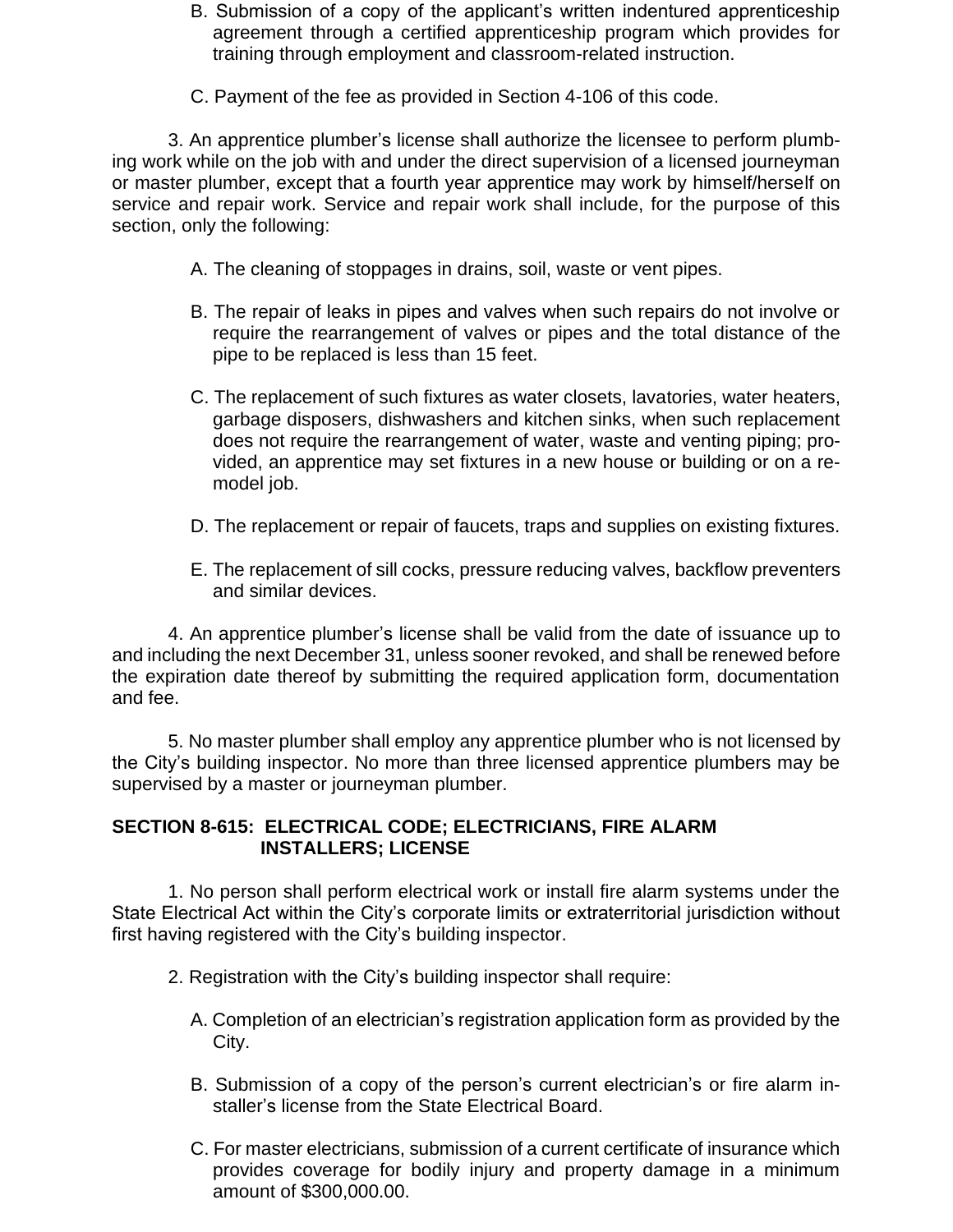B. Submission of a copy of the applicant's written indentured apprenticeship agreement through a certified apprenticeship program which provides for training through employment and classroom-related instruction.

C. Payment of the fee as provided in Section 4-106 of this code.

3. An apprentice plumber's license shall authorize the licensee to perform plumbing work while on the job with and under the direct supervision of a licensed journeyman or master plumber, except that a fourth year apprentice may work by himself/herself on service and repair work. Service and repair work shall include, for the purpose of this section, only the following:

A. The cleaning of stoppages in drains, soil, waste or vent pipes.

B. The repair of leaks in pipes and valves when such repairs do not involve or require the rearrangement of valves or pipes and the total distance of the pipe to be replaced is less than 15 feet.

C. The replacement of such fixtures as water closets, lavatories, water heaters, garbage disposers, dishwashers and kitchen sinks, when such replacement does not require the rearrangement of water, waste and venting piping; provided, an apprentice may set fixtures in a new house or building or on a remodel job.

D. The replacement or repair of faucets, traps and supplies on existing fixtures.

E. The replacement of sill cocks, pressure reducing valves, backflow preventers and similar devices.

4. An apprentice plumber's license shall be valid from the date of issuance up to and including the next December 31, unless sooner revoked, and shall be renewed before the expiration date thereof by submitting the required application form, documentation and fee.

5. No master plumber shall employ any apprentice plumber who is not licensed by the City's building inspector. No more than three licensed apprentice plumbers may be supervised by a master or journeyman plumber.

**SECTION 8-615: ELECTRICAL CODE; ELECTRICIANS, FIRE ALARM INSTALLERS; LICENSE**

1. No person shall perform electrical work or install fire alarm systems under the State Electrical Act within the City's corporate limits or extraterritorial jurisdiction without first having registered with the City's building inspector.

2. Registration with the City's building inspector shall require:

A. Completion of an electrician's registration application form as provided by the City.

B. Submission of a copy of the person's current electrician's or fire alarm installer's license from the State Electrical Board.

C. For master electricians, submission of a current certificate of insurance which provides coverage for bodily injury and property damage in a minimum amount of $300,000.00.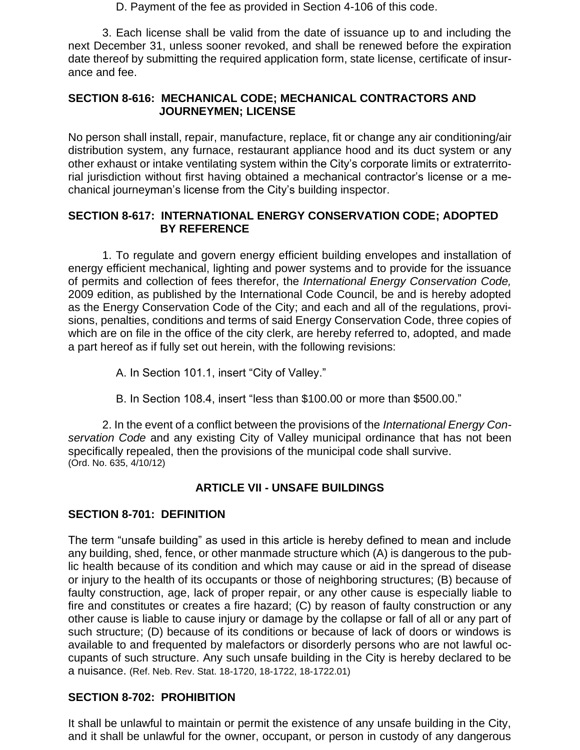D. Payment of the fee as provided in Section 4-106 of this code.

3. Each license shall be valid from the date of issuance up to and including the next December 31, unless sooner revoked, and shall be renewed before the expiration date thereof by submitting the required application form, state license, certificate of insurance and fee.

### SECTION 8-616: MECHANICAL CODE; MECHANICAL CONTRACTORS AND JOURNEYMEN; LICENSE

No person shall install, repair, manufacture, replace, fit or change any air conditioning/air distribution system, any furnace, restaurant appliance hood and its duct system or any other exhaust or intake ventilating system within the City's corporate limits or extraterritorial jurisdiction without first having obtained a mechanical contractor's license or a mechanical journeyman's license from the City's building inspector.

### SECTION 8-617: INTERNATIONAL ENERGY CONSERVATION CODE; ADOPTED BY REFERENCE

1. To regulate and govern energy efficient building envelopes and installation of energy efficient mechanical, lighting and power systems and to provide for the issuance of permits and collection of fees therefor, the *International Energy Conservation Code,* 2009 edition, as published by the International Code Council, be and is hereby adopted as the Energy Conservation Code of the City; and each and all of the regulations, provisions, penalties, conditions and terms of said Energy Conservation Code, three copies of which are on file in the office of the city clerk, are hereby referred to, adopted, and made a part hereof as if fully set out herein, with the following revisions:

A. In Section 101.1, insert "City of Valley."

B. In Section 108.4, insert "less than $100.00 or more than $500.00."

2. In the event of a conflict between the provisions of the *International Energy Conservation Code* and any existing City of Valley municipal ordinance that has not been specifically repealed, then the provisions of the municipal code shall survive.
(Ord. No. 635, 4/10/12)

## ARTICLE VII - UNSAFE BUILDINGS

### SECTION 8-701: DEFINITION

The term "unsafe building" as used in this article is hereby defined to mean and include any building, shed, fence, or other manmade structure which (A) is dangerous to the public health because of its condition and which may cause or aid in the spread of disease or injury to the health of its occupants or those of neighboring structures; (B) because of faulty construction, age, lack of proper repair, or any other cause is especially liable to fire and constitutes or creates a fire hazard; (C) by reason of faulty construction or any other cause is liable to cause injury or damage by the collapse or fall of all or any part of such structure; (D) because of its conditions or because of lack of doors or windows is available to and frequented by malefactors or disorderly persons who are not lawful occupants of such structure. Any such unsafe building in the City is hereby declared to be a nuisance. (Ref. Neb. Rev. Stat. 18-1720, 18-1722, 18-1722.01)

### SECTION 8-702: PROHIBITION

It shall be unlawful to maintain or permit the existence of any unsafe building in the City, and it shall be unlawful for the owner, occupant, or person in custody of any dangerous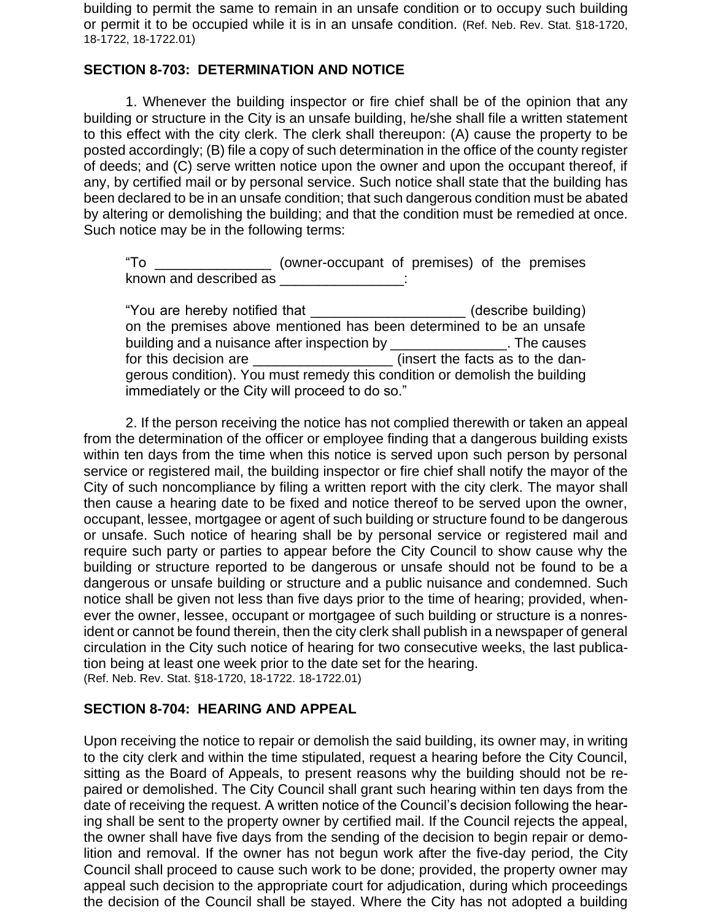building to permit the same to remain in an unsafe condition or to occupy such building or permit it to be occupied while it is in an unsafe condition. (Ref. Neb. Rev. Stat. §18-1720, 18-1722, 18-1722.01)

## SECTION 8-703: DETERMINATION AND NOTICE

1. Whenever the building inspector or fire chief shall be of the opinion that any building or structure in the City is an unsafe building, he/she shall file a written statement to this effect with the city clerk. The clerk shall thereupon: (A) cause the property to be posted accordingly; (B) file a copy of such determination in the office of the county register of deeds; and (C) serve written notice upon the owner and upon the occupant thereof, if any, by certified mail or by personal service. Such notice shall state that the building has been declared to be in an unsafe condition; that such dangerous condition must be abated by altering or demolishing the building; and that the condition must be remedied at once. Such notice may be in the following terms:

> "To _______________ (owner-occupant of premises) of the premises known and described as ________________:
>
> "You are hereby notified that ____________________ (describe building) on the premises above mentioned has been determined to be an unsafe building and a nuisance after inspection by _______________. The causes for this decision are __________________ (insert the facts as to the dangerous condition). You must remedy this condition or demolish the building immediately or the City will proceed to do so."

2. If the person receiving the notice has not complied therewith or taken an appeal from the determination of the officer or employee finding that a dangerous building exists within ten days from the time when this notice is served upon such person by personal service or registered mail, the building inspector or fire chief shall notify the mayor of the City of such noncompliance by filing a written report with the city clerk. The mayor shall then cause a hearing date to be fixed and notice thereof to be served upon the owner, occupant, lessee, mortgagee or agent of such building or structure found to be dangerous or unsafe. Such notice of hearing shall be by personal service or registered mail and require such party or parties to appear before the City Council to show cause why the building or structure reported to be dangerous or unsafe should not be found to be a dangerous or unsafe building or structure and a public nuisance and condemned. Such notice shall be given not less than five days prior to the time of hearing; provided, whenever the owner, lessee, occupant or mortgagee of such building or structure is a nonresident or cannot be found therein, then the city clerk shall publish in a newspaper of general circulation in the City such notice of hearing for two consecutive weeks, the last publication being at least one week prior to the date set for the hearing.
(Ref. Neb. Rev. Stat. §18-1720, 18-1722. 18-1722.01)

## SECTION 8-704: HEARING AND APPEAL

Upon receiving the notice to repair or demolish the said building, its owner may, in writing to the city clerk and within the time stipulated, request a hearing before the City Council, sitting as the Board of Appeals, to present reasons why the building should not be repaired or demolished. The City Council shall grant such hearing within ten days from the date of receiving the request. A written notice of the Council's decision following the hearing shall be sent to the property owner by certified mail. If the Council rejects the appeal, the owner shall have five days from the sending of the decision to begin repair or demolition and removal. If the owner has not begun work after the five-day period, the City Council shall proceed to cause such work to be done; provided, the property owner may appeal such decision to the appropriate court for adjudication, during which proceedings the decision of the Council shall be stayed. Where the City has not adopted a building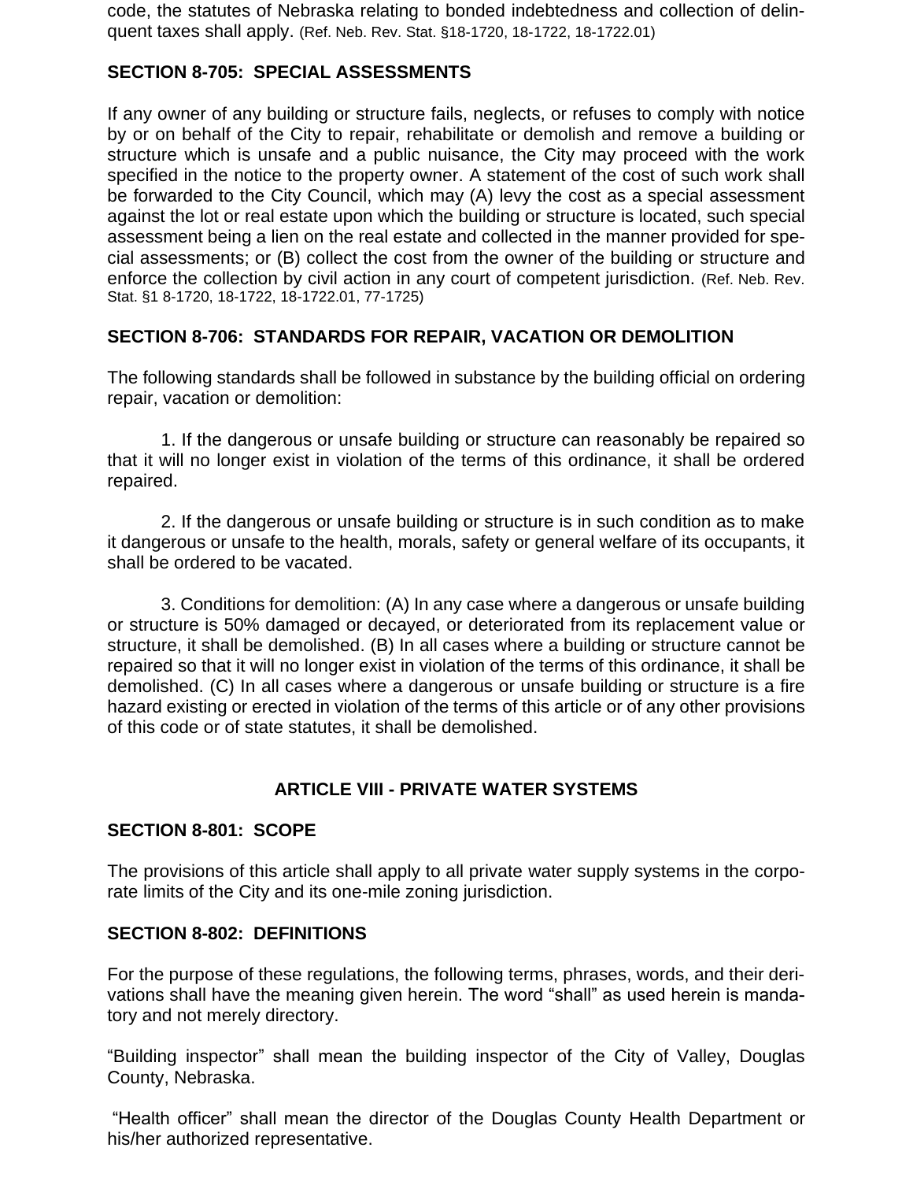code, the statutes of Nebraska relating to bonded indebtedness and collection of delinquent taxes shall apply. (Ref. Neb. Rev. Stat. §18-1720, 18-1722, 18-1722.01)

### SECTION 8-705: SPECIAL ASSESSMENTS

If any owner of any building or structure fails, neglects, or refuses to comply with notice by or on behalf of the City to repair, rehabilitate or demolish and remove a building or structure which is unsafe and a public nuisance, the City may proceed with the work specified in the notice to the property owner. A statement of the cost of such work shall be forwarded to the City Council, which may (A) levy the cost as a special assessment against the lot or real estate upon which the building or structure is located, such special assessment being a lien on the real estate and collected in the manner provided for special assessments; or (B) collect the cost from the owner of the building or structure and enforce the collection by civil action in any court of competent jurisdiction. (Ref. Neb. Rev. Stat. §1 8-1720, 18-1722, 18-1722.01, 77-1725)

### SECTION 8-706: STANDARDS FOR REPAIR, VACATION OR DEMOLITION

The following standards shall be followed in substance by the building official on ordering repair, vacation or demolition:

1. If the dangerous or unsafe building or structure can reasonably be repaired so that it will no longer exist in violation of the terms of this ordinance, it shall be ordered repaired.

2. If the dangerous or unsafe building or structure is in such condition as to make it dangerous or unsafe to the health, morals, safety or general welfare of its occupants, it shall be ordered to be vacated.

3. Conditions for demolition: (A) In any case where a dangerous or unsafe building or structure is 50% damaged or decayed, or deteriorated from its replacement value or structure, it shall be demolished. (B) In all cases where a building or structure cannot be repaired so that it will no longer exist in violation of the terms of this ordinance, it shall be demolished. (C) In all cases where a dangerous or unsafe building or structure is a fire hazard existing or erected in violation of the terms of this article or of any other provisions of this code or of state statutes, it shall be demolished.

## ARTICLE VIII - PRIVATE WATER SYSTEMS

### SECTION 8-801: SCOPE

The provisions of this article shall apply to all private water supply systems in the corporate limits of the City and its one-mile zoning jurisdiction.

### SECTION 8-802: DEFINITIONS

For the purpose of these regulations, the following terms, phrases, words, and their derivations shall have the meaning given herein. The word "shall" as used herein is mandatory and not merely directory.

"Building inspector" shall mean the building inspector of the City of Valley, Douglas County, Nebraska.

"Health officer" shall mean the director of the Douglas County Health Department or his/her authorized representative.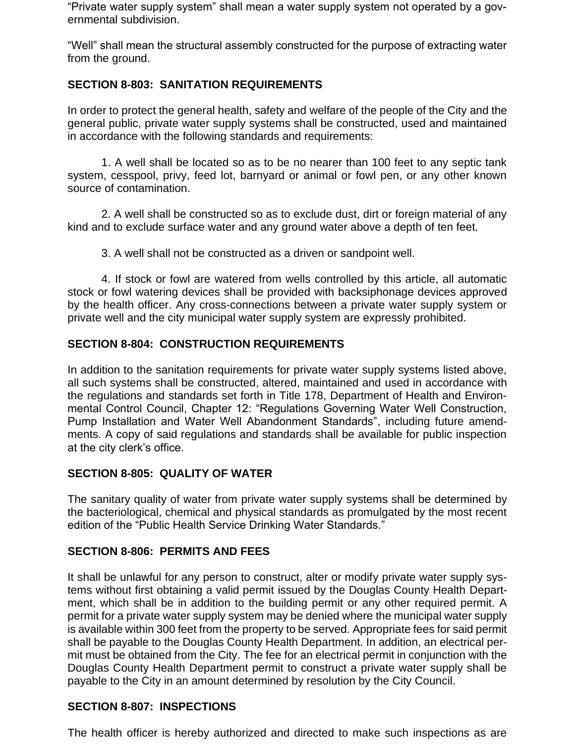“Private water supply system” shall mean a water supply system not operated by a governmental subdivision.

“Well” shall mean the structural assembly constructed for the purpose of extracting water from the ground.

**SECTION 8-803: SANITATION REQUIREMENTS**

In order to protect the general health, safety and welfare of the people of the City and the general public, private water supply systems shall be constructed, used and maintained in accordance with the following standards and requirements:

1. A well shall be located so as to be no nearer than 100 feet to any septic tank system, cesspool, privy, feed lot, barnyard or animal or fowl pen, or any other known source of contamination.

2. A well shall be constructed so as to exclude dust, dirt or foreign material of any kind and to exclude surface water and any ground water above a depth of ten feet.

3. A well shall not be constructed as a driven or sandpoint well.

4. If stock or fowl are watered from wells controlled by this article, all automatic stock or fowl watering devices shall be provided with backsiphonage devices approved by the health officer. Any cross-connections between a private water supply system or private well and the city municipal water supply system are expressly prohibited.

**SECTION 8-804: CONSTRUCTION REQUIREMENTS**

In addition to the sanitation requirements for private water supply systems listed above, all such systems shall be constructed, altered, maintained and used in accordance with the regulations and standards set forth in Title 178, Department of Health and Environmental Control Council, Chapter 12: “Regulations Governing Water Well Construction, Pump Installation and Water Well Abandonment Standards”, including future amendments. A copy of said regulations and standards shall be available for public inspection at the city clerk’s office.

**SECTION 8-805: QUALITY OF WATER**

The sanitary quality of water from private water supply systems shall be determined by the bacteriological, chemical and physical standards as promulgated by the most recent edition of the “Public Health Service Drinking Water Standards.”

**SECTION 8-806: PERMITS AND FEES**

It shall be unlawful for any person to construct, alter or modify private water supply systems without first obtaining a valid permit issued by the Douglas County Health Department, which shall be in addition to the building permit or any other required permit. A permit for a private water supply system may be denied where the municipal water supply is available within 300 feet from the property to be served. Appropriate fees for said permit shall be payable to the Douglas County Health Department. In addition, an electrical permit must be obtained from the City. The fee for an electrical permit in conjunction with the Douglas County Health Department permit to construct a private water supply shall be payable to the City in an amount determined by resolution by the City Council.

**SECTION 8-807: INSPECTIONS**

The health officer is hereby authorized and directed to make such inspections as are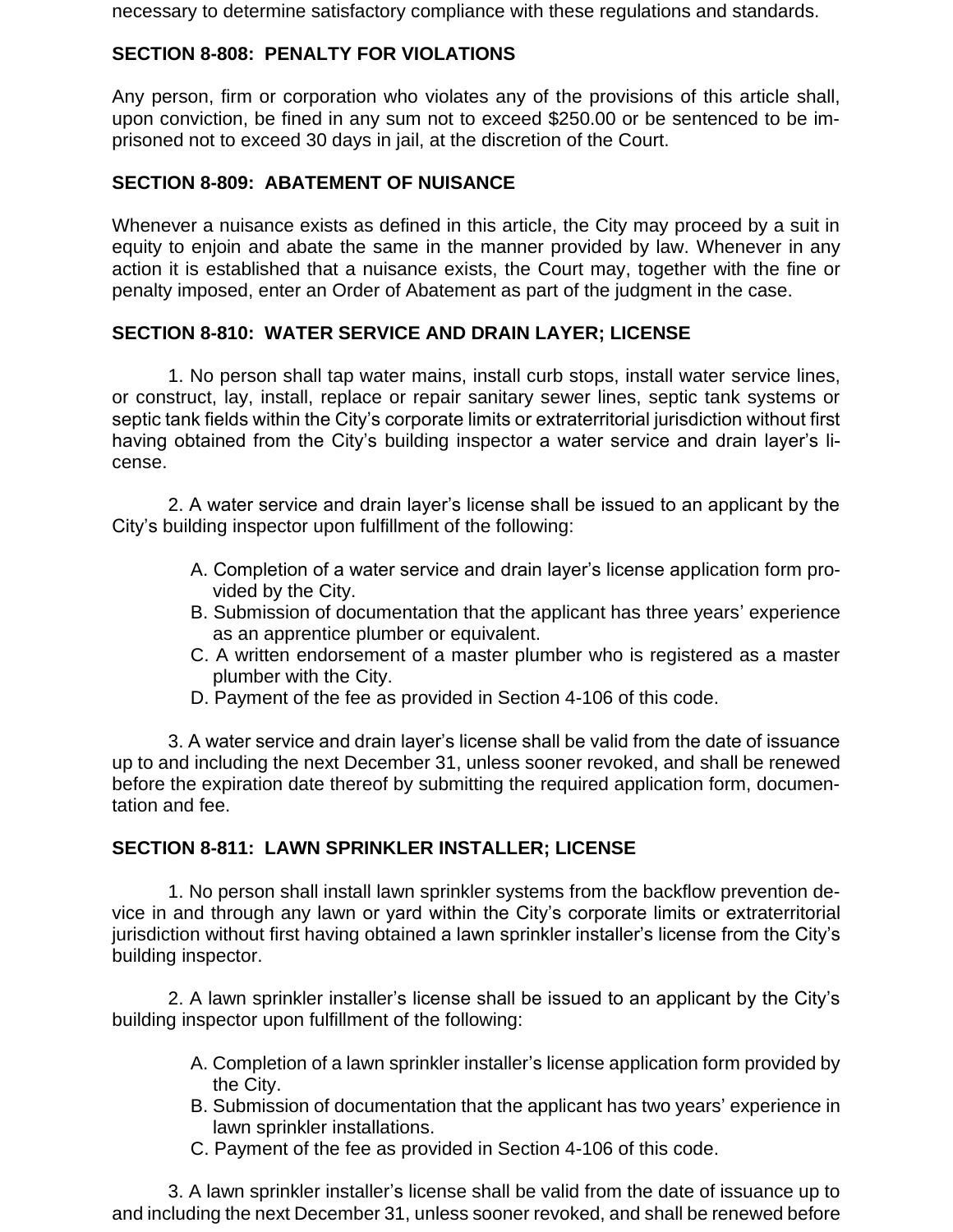necessary to determine satisfactory compliance with these regulations and standards.

### SECTION 8-808: PENALTY FOR VIOLATIONS

Any person, firm or corporation who violates any of the provisions of this article shall, upon conviction, be fined in any sum not to exceed $250.00 or be sentenced to be imprisoned not to exceed 30 days in jail, at the discretion of the Court.

### SECTION 8-809: ABATEMENT OF NUISANCE

Whenever a nuisance exists as defined in this article, the City may proceed by a suit in equity to enjoin and abate the same in the manner provided by law. Whenever in any action it is established that a nuisance exists, the Court may, together with the fine or penalty imposed, enter an Order of Abatement as part of the judgment in the case.

### SECTION 8-810: WATER SERVICE AND DRAIN LAYER; LICENSE

1. No person shall tap water mains, install curb stops, install water service lines, or construct, lay, install, replace or repair sanitary sewer lines, septic tank systems or septic tank fields within the City's corporate limits or extraterritorial jurisdiction without first having obtained from the City's building inspector a water service and drain layer's license.

2. A water service and drain layer's license shall be issued to an applicant by the City's building inspector upon fulfillment of the following:

   A. Completion of a water service and drain layer's license application form provided by the City.
   B. Submission of documentation that the applicant has three years' experience as an apprentice plumber or equivalent.
   C. A written endorsement of a master plumber who is registered as a master plumber with the City.
   D. Payment of the fee as provided in Section 4-106 of this code.

3. A water service and drain layer's license shall be valid from the date of issuance up to and including the next December 31, unless sooner revoked, and shall be renewed before the expiration date thereof by submitting the required application form, documentation and fee.

### SECTION 8-811: LAWN SPRINKLER INSTALLER; LICENSE

1. No person shall install lawn sprinkler systems from the backflow prevention device in and through any lawn or yard within the City's corporate limits or extraterritorial jurisdiction without first having obtained a lawn sprinkler installer's license from the City's building inspector.

2. A lawn sprinkler installer's license shall be issued to an applicant by the City's building inspector upon fulfillment of the following:

   A. Completion of a lawn sprinkler installer's license application form provided by the City.
   B. Submission of documentation that the applicant has two years' experience in lawn sprinkler installations.
   C. Payment of the fee as provided in Section 4-106 of this code.

3. A lawn sprinkler installer's license shall be valid from the date of issuance up to and including the next December 31, unless sooner revoked, and shall be renewed before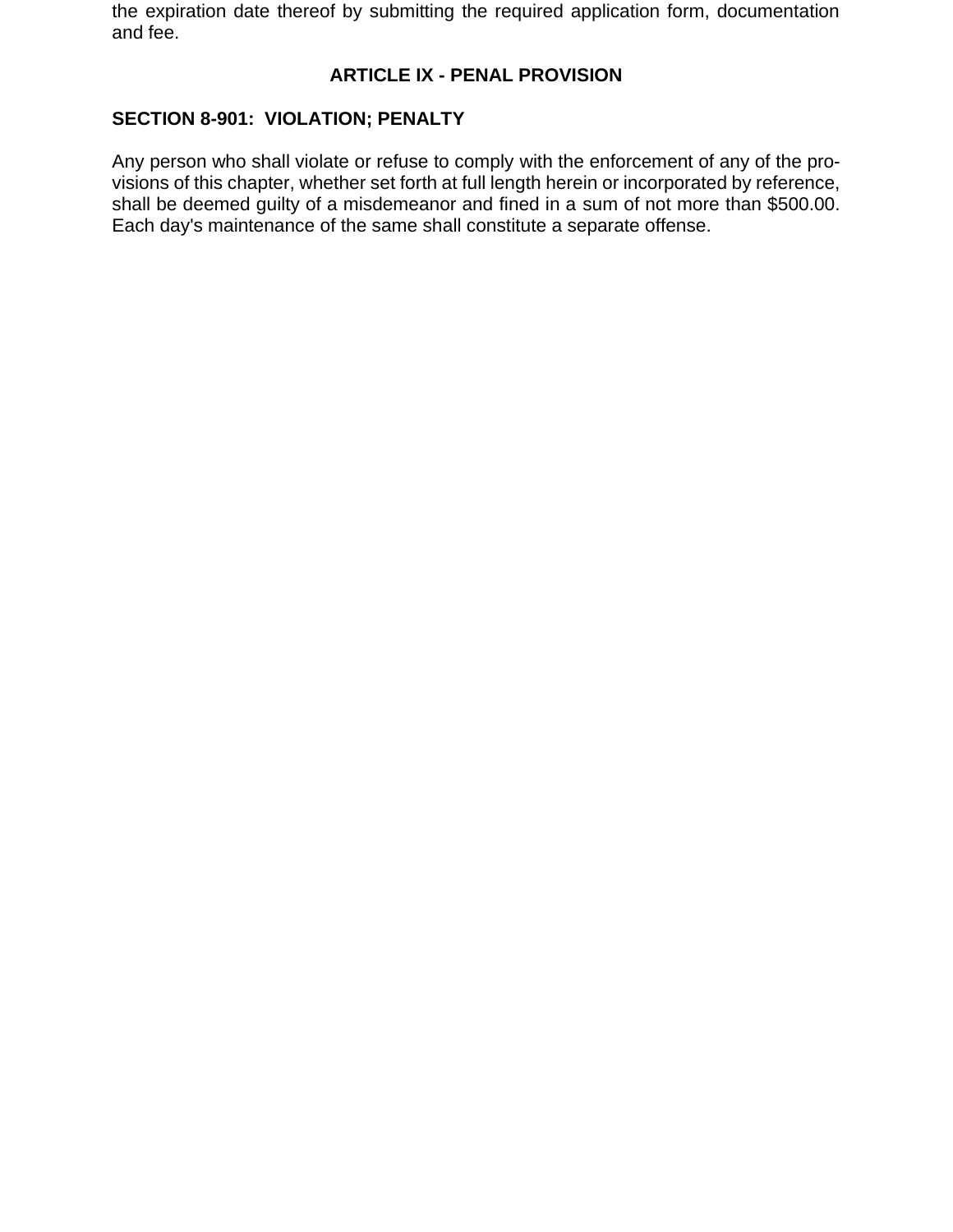the expiration date thereof by submitting the required application form, documentation and fee.

## ARTICLE IX - PENAL PROVISION

### SECTION 8-901: VIOLATION; PENALTY

Any person who shall violate or refuse to comply with the enforcement of any of the provisions of this chapter, whether set forth at full length herein or incorporated by reference, shall be deemed guilty of a misdemeanor and fined in a sum of not more than $500.00. Each day's maintenance of the same shall constitute a separate offense.